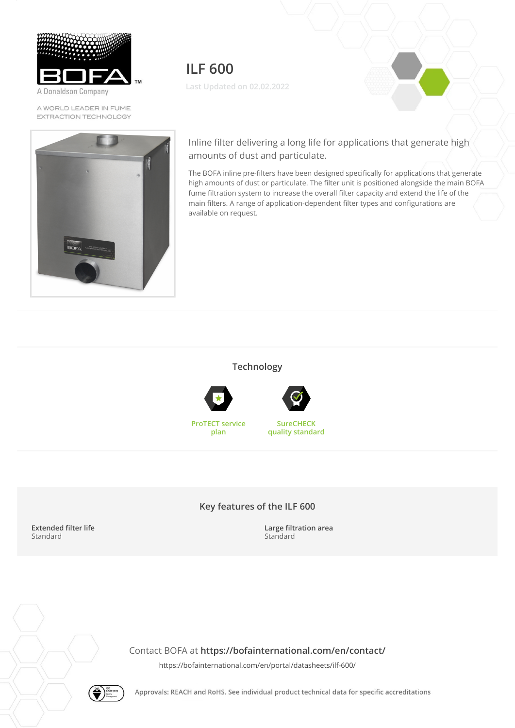A Donaldson Company

A WORLD LEADER IN FUME EXTRACTION TECHNOLOGY

# ILF 600

Last Updated on 02.02.2022

Inline filter delivering a long life for applications that generate high amounts of dust and particulate.

The BOFA inline pre-filters have been designed specifically for applications that generate high amounts of dust or particulate. The filter unit is positioned alongside the main BOFA fume filtration system to increase the overall filter capacity and extend the life of the main filters. A range of application-dependent filter types and configurations are available on request.

## Technology

ProTECT service plan

SureCHECK quality standard

## Key features of the ILF 600

**Extended filter life**
Standard

**Large filtration area**
Standard

Contact BOFA at **https://bofainternational.com/en/contact/**

https://bofainternational.com/en/portal/datasheets/ilf-600/

Approvals: REACH and RoHS. See individual product technical data for specific accreditations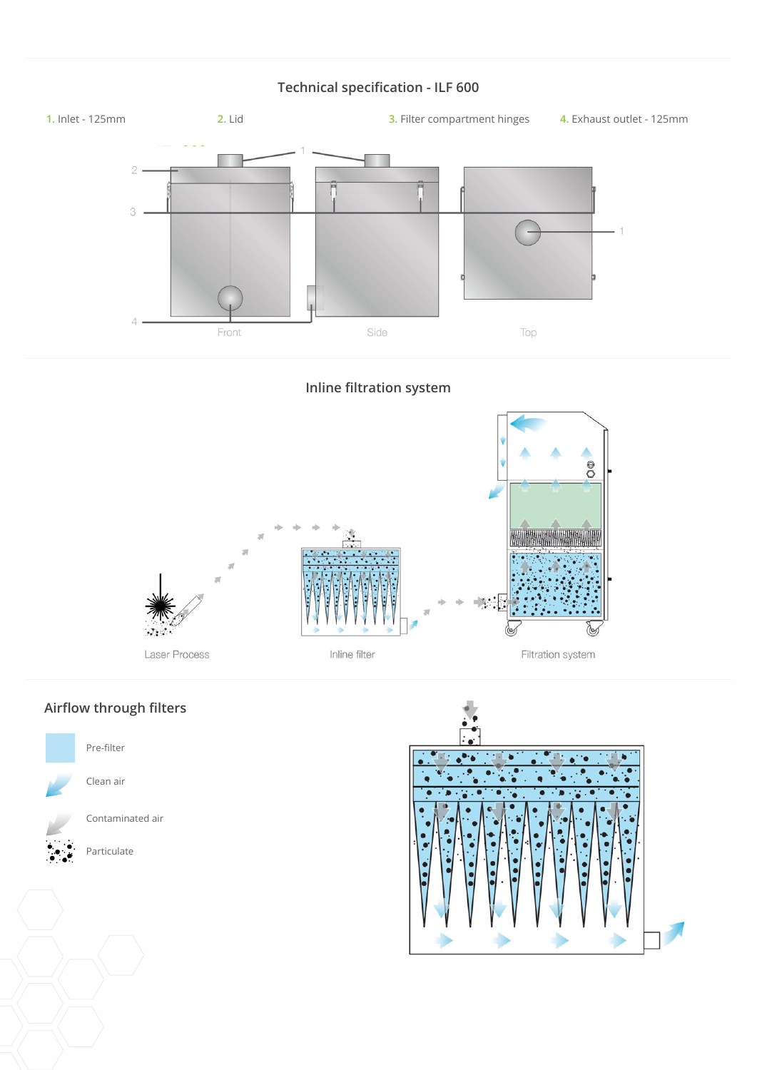## Technical specification - ILF 600

1. Inlet - 125mm
2. Lid
3. Filter compartment hinges
4. Exhaust outlet - 125mm

Front

Side

Top

## Inline filtration system

Laser Process

Inline filter

Filtration system

## Airflow through filters

Pre-filter

Clean air

Contaminated air

Particulate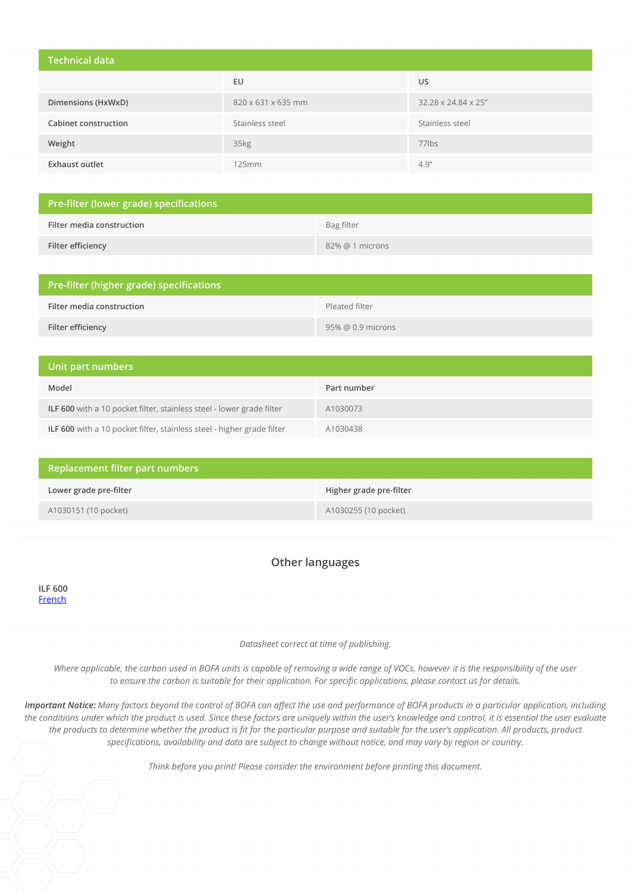## Technical data

| | EU | US |
|---|---|---|
| Dimensions (HxWxD) | 820 x 631 x 635 mm | 32.28 x 24.84 x 25″ |
| Cabinet construction | Stainless steel | Stainless steel |
| Weight | 35kg | 77lbs |
| Exhaust outlet | 125mm | 4.9″ |

## Pre-filter (lower grade) specifications

| | |
|---|---|
| Filter media construction | Bag filter |
| Filter efficiency | 82% @ 1 microns |

## Pre-filter (higher grade) specifications

| | |
|---|---|
| Filter media construction | Pleated filter |
| Filter efficiency | 95% @ 0.9 microns |

## Unit part numbers

| Model | Part number |
|---|---|
| **ILF 600** with a 10 pocket filter, stainless steel - lower grade filter | A1030073 |
| **ILF 600** with a 10 pocket filter, stainless steel - higher grade filter | A1030438 |

## Replacement filter part numbers

| Lower grade pre-filter | Higher grade pre-filter |
|---|---|
| A1030151 (10 pocket) | A1030255 (10 pocket) |

## Other languages

ILF 600
French

*Datasheet correct at time of publishing.*

*Where applicable, the carbon used in BOFA units is capable of removing a wide range of VOCs, however it is the responsibility of the user to ensure the carbon is suitable for their application. For specific applications, please contact us for details.*

***Important Notice:*** *Many factors beyond the control of BOFA can affect the use and performance of BOFA products in a particular application, including the conditions under which the product is used. Since these factors are uniquely within the user's knowledge and control, it is essential the user evaluate the products to determine whether the product is fit for the particular purpose and suitable for the user's application. All products, product specifications, availability and data are subject to change without notice, and may vary by region or country.*

*Think before you print! Please consider the environment before printing this document.*